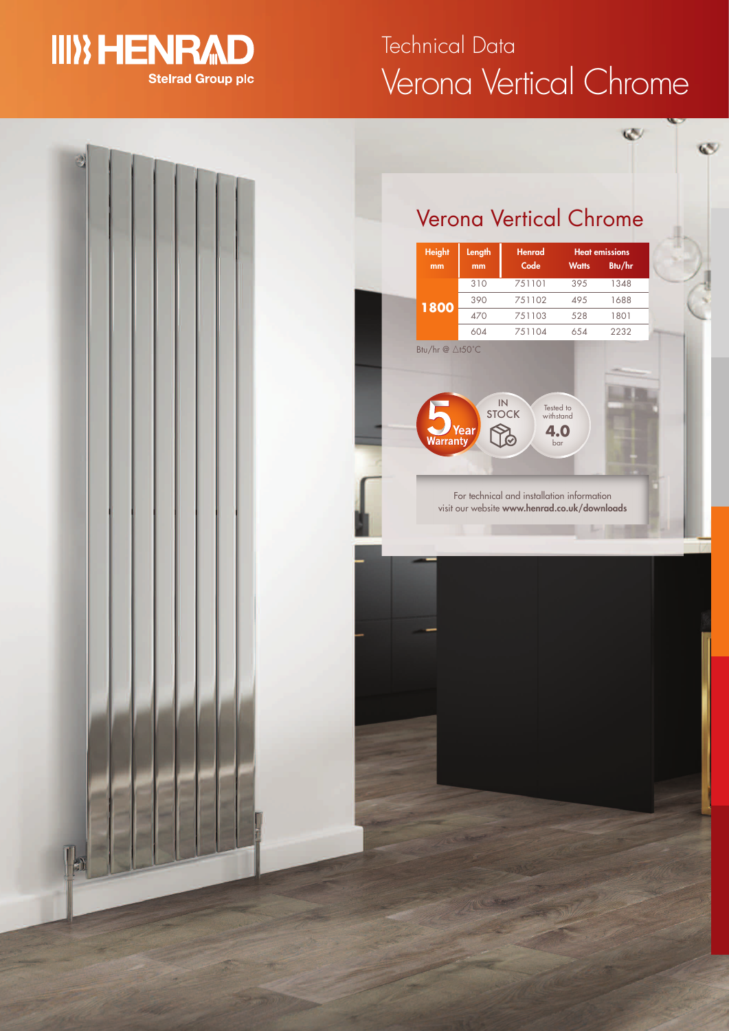HENRAD
Stelrad Group plc

# Technical Data
# Verona Vertical Chrome

## Verona Vertical Chrome

| Height mm | Length mm | Henrad Code | Heat emissions Watts | Heat emissions Btu/hr |
|---|---|---|---|---|
| 1800 | 310 | 751101 | 395 | 1348 |
| | 390 | 751102 | 495 | 1688 |
| | 470 | 751103 | 528 | 1801 |
| | 604 | 751104 | 654 | 2232 |

Btu/hr @ $\Delta t50°C$

5 Year Warranty

IN STOCK

Tested to withstand 4.0 bar

For technical and installation information visit our website **www.henrad.co.uk/downloads**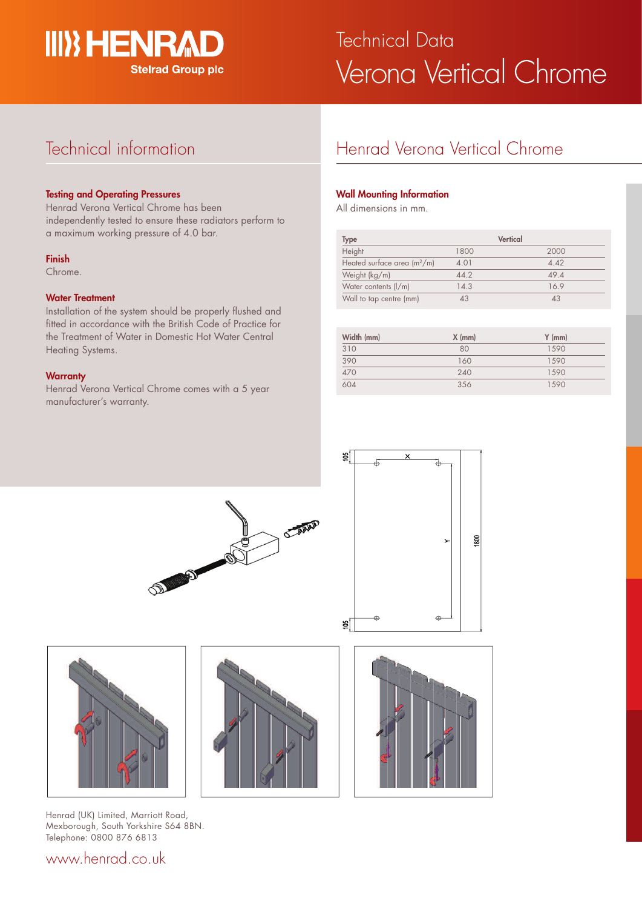# Technical Data
# Verona Vertical Chrome

## Technical information

**Testing and Operating Pressures**
Henrad Verona Vertical Chrome has been independently tested to ensure these radiators perform to a maximum working pressure of 4.0 bar.

**Finish**
Chrome.

**Water Treatment**
Installation of the system should be properly flushed and fitted in accordance with the British Code of Practice for the Treatment of Water in Domestic Hot Water Central Heating Systems.

**Warranty**
Henrad Verona Vertical Chrome comes with a 5 year manufacturer's warranty.

## Henrad Verona Vertical Chrome

**Wall Mounting Information**
All dimensions in mm.

| Type | Vertical | |
|---|---|---|
| Height | 1800 | 2000 |
| Heated surface area ($m^2/m$) | 4.01 | 4.42 |
| Weight (kg/m) | 44.2 | 49.4 |
| Water contents (l/m) | 14.3 | 16.9 |
| Wall to tap centre (mm) | 43 | 43 |

| Width (mm) | X (mm) | Y (mm) |
|---|---|---|
| 310 | 80 | 1590 |
| 390 | 160 | 1590 |
| 470 | 240 | 1590 |
| 604 | 356 | 1590 |

105
X
Y
1800
105

Henrad (UK) Limited, Marriott Road,
Mexborough, South Yorkshire S64 8BN.
Telephone: 0800 876 6813

www.henrad.co.uk